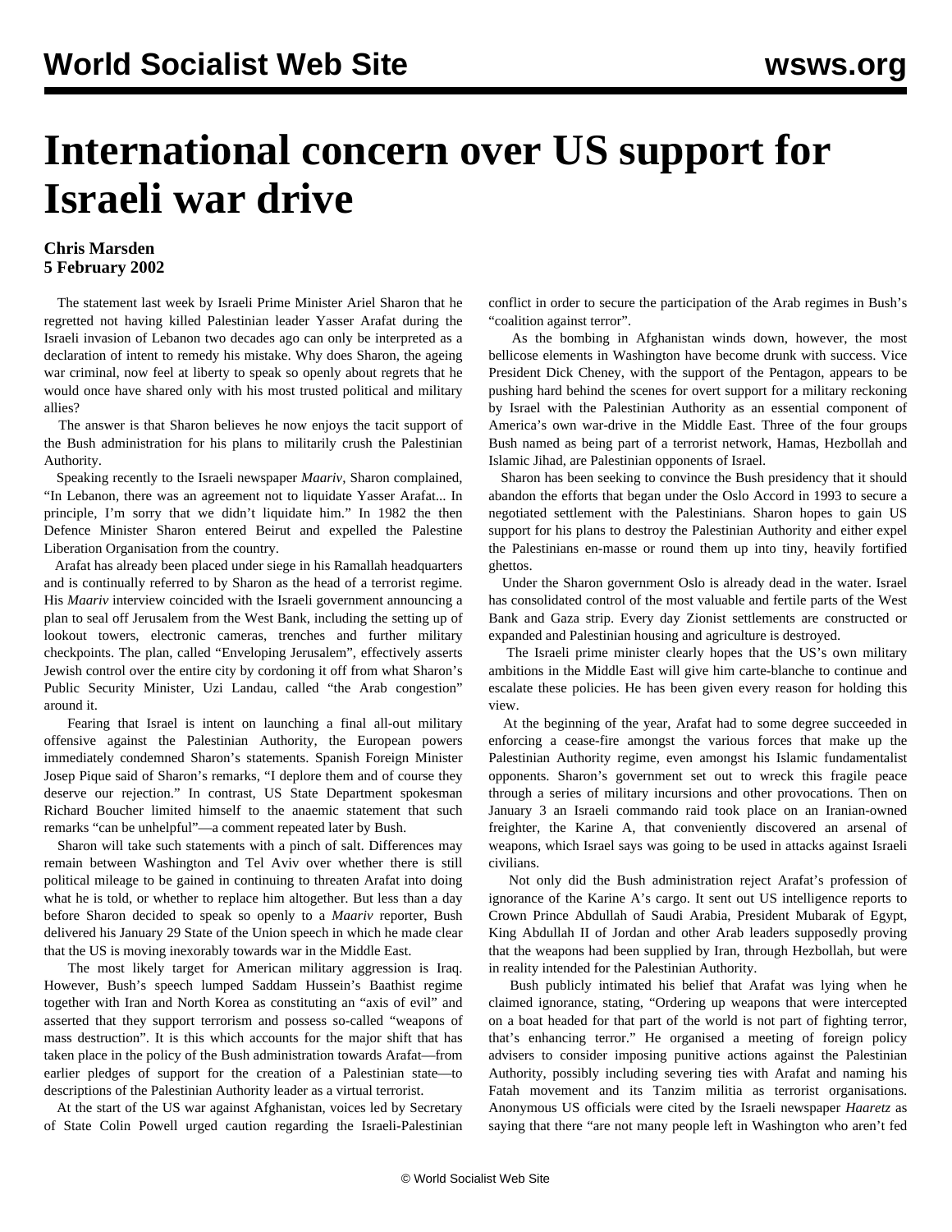# International concern over US support for Israeli war drive

**Chris Marsden**
**5 February 2002**

The statement last week by Israeli Prime Minister Ariel Sharon that he regretted not having killed Palestinian leader Yasser Arafat during the Israeli invasion of Lebanon two decades ago can only be interpreted as a declaration of intent to remedy his mistake. Why does Sharon, the ageing war criminal, now feel at liberty to speak so openly about regrets that he would once have shared only with his most trusted political and military allies?

The answer is that Sharon believes he now enjoys the tacit support of the Bush administration for his plans to militarily crush the Palestinian Authority.

Speaking recently to the Israeli newspaper *Maariv*, Sharon complained, "In Lebanon, there was an agreement not to liquidate Yasser Arafat... In principle, I'm sorry that we didn't liquidate him." In 1982 the then Defence Minister Sharon entered Beirut and expelled the Palestine Liberation Organisation from the country.

Arafat has already been placed under siege in his Ramallah headquarters and is continually referred to by Sharon as the head of a terrorist regime. His *Maariv* interview coincided with the Israeli government announcing a plan to seal off Jerusalem from the West Bank, including the setting up of lookout towers, electronic cameras, trenches and further military checkpoints. The plan, called "Enveloping Jerusalem", effectively asserts Jewish control over the entire city by cordoning it off from what Sharon's Public Security Minister, Uzi Landau, called "the Arab congestion" around it.

Fearing that Israel is intent on launching a final all-out military offensive against the Palestinian Authority, the European powers immediately condemned Sharon's statements. Spanish Foreign Minister Josep Pique said of Sharon's remarks, "I deplore them and of course they deserve our rejection." In contrast, US State Department spokesman Richard Boucher limited himself to the anaemic statement that such remarks "can be unhelpful"—a comment repeated later by Bush.

Sharon will take such statements with a pinch of salt. Differences may remain between Washington and Tel Aviv over whether there is still political mileage to be gained in continuing to threaten Arafat into doing what he is told, or whether to replace him altogether. But less than a day before Sharon decided to speak so openly to a *Maariv* reporter, Bush delivered his January 29 State of the Union speech in which he made clear that the US is moving inexorably towards war in the Middle East.

The most likely target for American military aggression is Iraq. However, Bush's speech lumped Saddam Hussein's Baathist regime together with Iran and North Korea as constituting an "axis of evil" and asserted that they support terrorism and possess so-called "weapons of mass destruction". It is this which accounts for the major shift that has taken place in the policy of the Bush administration towards Arafat—from earlier pledges of support for the creation of a Palestinian state—to descriptions of the Palestinian Authority leader as a virtual terrorist.

At the start of the US war against Afghanistan, voices led by Secretary of State Colin Powell urged caution regarding the Israeli-Palestinian conflict in order to secure the participation of the Arab regimes in Bush's "coalition against terror".

As the bombing in Afghanistan winds down, however, the most bellicose elements in Washington have become drunk with success. Vice President Dick Cheney, with the support of the Pentagon, appears to be pushing hard behind the scenes for overt support for a military reckoning by Israel with the Palestinian Authority as an essential component of America's own war-drive in the Middle East. Three of the four groups Bush named as being part of a terrorist network, Hamas, Hezbollah and Islamic Jihad, are Palestinian opponents of Israel.

Sharon has been seeking to convince the Bush presidency that it should abandon the efforts that began under the Oslo Accord in 1993 to secure a negotiated settlement with the Palestinians. Sharon hopes to gain US support for his plans to destroy the Palestinian Authority and either expel the Palestinians en-masse or round them up into tiny, heavily fortified ghettos.

Under the Sharon government Oslo is already dead in the water. Israel has consolidated control of the most valuable and fertile parts of the West Bank and Gaza strip. Every day Zionist settlements are constructed or expanded and Palestinian housing and agriculture is destroyed.

The Israeli prime minister clearly hopes that the US's own military ambitions in the Middle East will give him carte-blanche to continue and escalate these policies. He has been given every reason for holding this view.

At the beginning of the year, Arafat had to some degree succeeded in enforcing a cease-fire amongst the various forces that make up the Palestinian Authority regime, even amongst his Islamic fundamentalist opponents. Sharon's government set out to wreck this fragile peace through a series of military incursions and other provocations. Then on January 3 an Israeli commando raid took place on an Iranian-owned freighter, the Karine A, that conveniently discovered an arsenal of weapons, which Israel says was going to be used in attacks against Israeli civilians.

Not only did the Bush administration reject Arafat's profession of ignorance of the Karine A's cargo. It sent out US intelligence reports to Crown Prince Abdullah of Saudi Arabia, President Mubarak of Egypt, King Abdullah II of Jordan and other Arab leaders supposedly proving that the weapons had been supplied by Iran, through Hezbollah, but were in reality intended for the Palestinian Authority.

Bush publicly intimated his belief that Arafat was lying when he claimed ignorance, stating, "Ordering up weapons that were intercepted on a boat headed for that part of the world is not part of fighting terror, that's enhancing terror." He organised a meeting of foreign policy advisers to consider imposing punitive actions against the Palestinian Authority, possibly including severing ties with Arafat and naming his Fatah movement and its Tanzim militia as terrorist organisations. Anonymous US officials were cited by the Israeli newspaper *Haaretz* as saying that there "are not many people left in Washington who aren't fed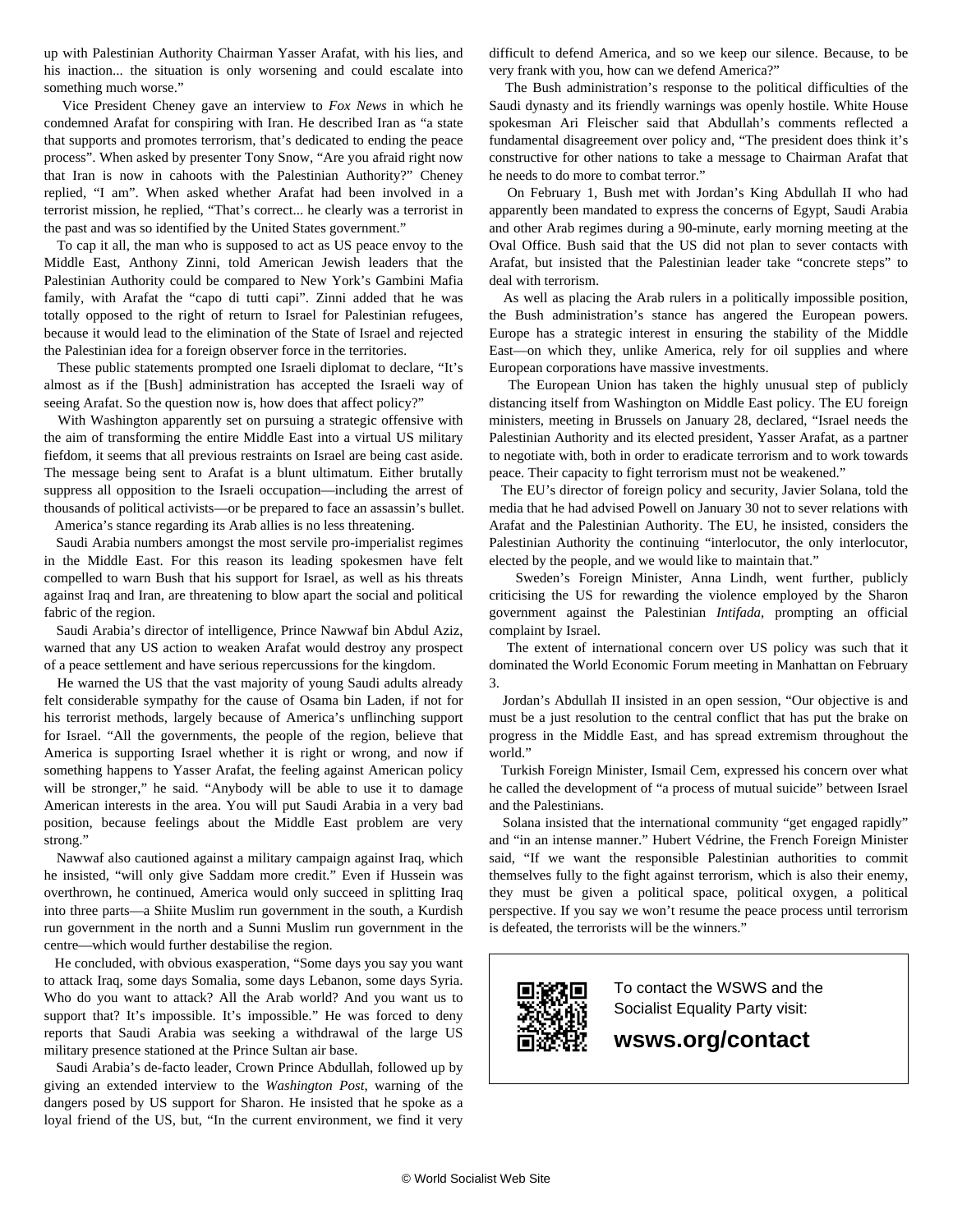up with Palestinian Authority Chairman Yasser Arafat, with his lies, and his inaction... the situation is only worsening and could escalate into something much worse."

Vice President Cheney gave an interview to *Fox News* in which he condemned Arafat for conspiring with Iran. He described Iran as "a state that supports and promotes terrorism, that's dedicated to ending the peace process". When asked by presenter Tony Snow, "Are you afraid right now that Iran is now in cahoots with the Palestinian Authority?" Cheney replied, "I am". When asked whether Arafat had been involved in a terrorist mission, he replied, "That's correct... he clearly was a terrorist in the past and was so identified by the United States government."

To cap it all, the man who is supposed to act as US peace envoy to the Middle East, Anthony Zinni, told American Jewish leaders that the Palestinian Authority could be compared to New York's Gambini Mafia family, with Arafat the "capo di tutti capi". Zinni added that he was totally opposed to the right of return to Israel for Palestinian refugees, because it would lead to the elimination of the State of Israel and rejected the Palestinian idea for a foreign observer force in the territories.

These public statements prompted one Israeli diplomat to declare, "It's almost as if the [Bush] administration has accepted the Israeli way of seeing Arafat. So the question now is, how does that affect policy?"

With Washington apparently set on pursuing a strategic offensive with the aim of transforming the entire Middle East into a virtual US military fiefdom, it seems that all previous restraints on Israel are being cast aside. The message being sent to Arafat is a blunt ultimatum. Either brutally suppress all opposition to the Israeli occupation—including the arrest of thousands of political activists—or be prepared to face an assassin's bullet.

America's stance regarding its Arab allies is no less threatening.

Saudi Arabia numbers amongst the most servile pro-imperialist regimes in the Middle East. For this reason its leading spokesmen have felt compelled to warn Bush that his support for Israel, as well as his threats against Iraq and Iran, are threatening to blow apart the social and political fabric of the region.

Saudi Arabia's director of intelligence, Prince Nawwaf bin Abdul Aziz, warned that any US action to weaken Arafat would destroy any prospect of a peace settlement and have serious repercussions for the kingdom.

He warned the US that the vast majority of young Saudi adults already felt considerable sympathy for the cause of Osama bin Laden, if not for his terrorist methods, largely because of America's unflinching support for Israel. "All the governments, the people of the region, believe that America is supporting Israel whether it is right or wrong, and now if something happens to Yasser Arafat, the feeling against American policy will be stronger," he said. "Anybody will be able to use it to damage American interests in the area. You will put Saudi Arabia in a very bad position, because feelings about the Middle East problem are very strong."

Nawwaf also cautioned against a military campaign against Iraq, which he insisted, "will only give Saddam more credit." Even if Hussein was overthrown, he continued, America would only succeed in splitting Iraq into three parts—a Shiite Muslim run government in the south, a Kurdish run government in the north and a Sunni Muslim run government in the centre—which would further destabilise the region.

He concluded, with obvious exasperation, "Some days you say you want to attack Iraq, some days Somalia, some days Lebanon, some days Syria. Who do you want to attack? All the Arab world? And you want us to support that? It's impossible. It's impossible." He was forced to deny reports that Saudi Arabia was seeking a withdrawal of the large US military presence stationed at the Prince Sultan air base.

Saudi Arabia's de-facto leader, Crown Prince Abdullah, followed up by giving an extended interview to the *Washington Post*, warning of the dangers posed by US support for Sharon. He insisted that he spoke as a loyal friend of the US, but, "In the current environment, we find it very difficult to defend America, and so we keep our silence. Because, to be very frank with you, how can we defend America?"

The Bush administration's response to the political difficulties of the Saudi dynasty and its friendly warnings was openly hostile. White House spokesman Ari Fleischer said that Abdullah's comments reflected a fundamental disagreement over policy and, "The president does think it's constructive for other nations to take a message to Chairman Arafat that he needs to do more to combat terror."

On February 1, Bush met with Jordan's King Abdullah II who had apparently been mandated to express the concerns of Egypt, Saudi Arabia and other Arab regimes during a 90-minute, early morning meeting at the Oval Office. Bush said that the US did not plan to sever contacts with Arafat, but insisted that the Palestinian leader take "concrete steps" to deal with terrorism.

As well as placing the Arab rulers in a politically impossible position, the Bush administration's stance has angered the European powers. Europe has a strategic interest in ensuring the stability of the Middle East—on which they, unlike America, rely for oil supplies and where European corporations have massive investments.

The European Union has taken the highly unusual step of publicly distancing itself from Washington on Middle East policy. The EU foreign ministers, meeting in Brussels on January 28, declared, "Israel needs the Palestinian Authority and its elected president, Yasser Arafat, as a partner to negotiate with, both in order to eradicate terrorism and to work towards peace. Their capacity to fight terrorism must not be weakened."

The EU's director of foreign policy and security, Javier Solana, told the media that he had advised Powell on January 30 not to sever relations with Arafat and the Palestinian Authority. The EU, he insisted, considers the Palestinian Authority the continuing "interlocutor, the only interlocutor, elected by the people, and we would like to maintain that."

Sweden's Foreign Minister, Anna Lindh, went further, publicly criticising the US for rewarding the violence employed by the Sharon government against the Palestinian *Intifada*, prompting an official complaint by Israel.

The extent of international concern over US policy was such that it dominated the World Economic Forum meeting in Manhattan on February 3.

Jordan's Abdullah II insisted in an open session, "Our objective is and must be a just resolution to the central conflict that has put the brake on progress in the Middle East, and has spread extremism throughout the world."

Turkish Foreign Minister, Ismail Cem, expressed his concern over what he called the development of "a process of mutual suicide" between Israel and the Palestinians.

Solana insisted that the international community "get engaged rapidly" and "in an intense manner." Hubert Védrine, the French Foreign Minister said, "If we want the responsible Palestinian authorities to commit themselves fully to the fight against terrorism, which is also their enemy, they must be given a political space, political oxygen, a political perspective. If you say we won't resume the peace process until terrorism is defeated, the terrorists will be the winners."

To contact the WSWS and the Socialist Equality Party visit:

**wsws.org/contact**